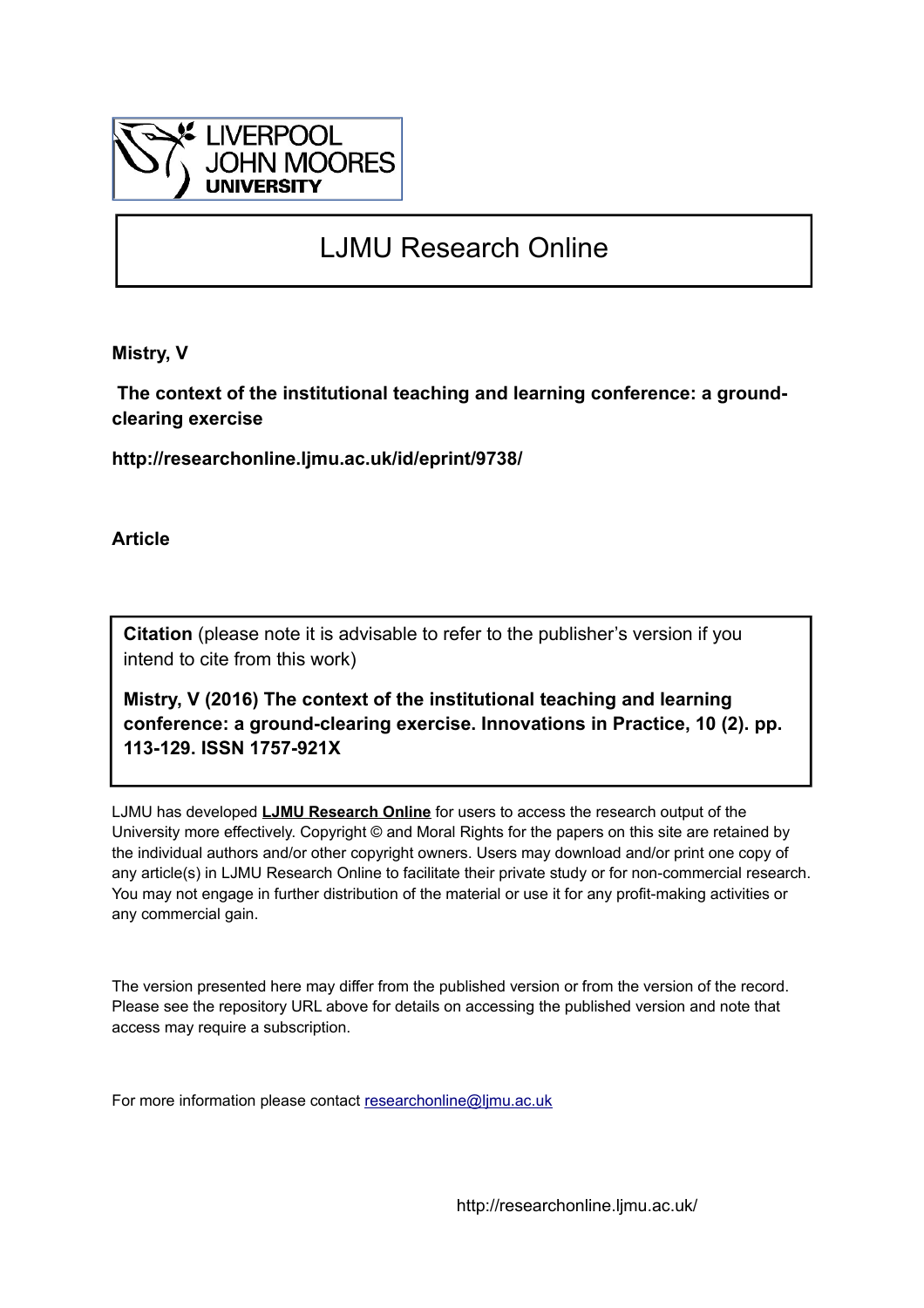LIVERPOOL JOHN MOORES UNIVERSITY

# LJMU Research Online

**Mistry, V**

**The context of the institutional teaching and learning conference: a ground-clearing exercise**

**http://researchonline.ljmu.ac.uk/id/eprint/9738/**

**Article**

**Citation** (please note it is advisable to refer to the publisher's version if you intend to cite from this work)

**Mistry, V (2016) The context of the institutional teaching and learning conference: a ground-clearing exercise. Innovations in Practice, 10 (2). pp. 113-129. ISSN 1757-921X**

LJMU has developed **LJMU Research Online** for users to access the research output of the University more effectively. Copyright © and Moral Rights for the papers on this site are retained by the individual authors and/or other copyright owners. Users may download and/or print one copy of any article(s) in LJMU Research Online to facilitate their private study or for non-commercial research. You may not engage in further distribution of the material or use it for any profit-making activities or any commercial gain.

The version presented here may differ from the published version or from the version of the record. Please see the repository URL above for details on accessing the published version and note that access may require a subscription.

For more information please contact researchonline@ljmu.ac.uk

http://researchonline.ljmu.ac.uk/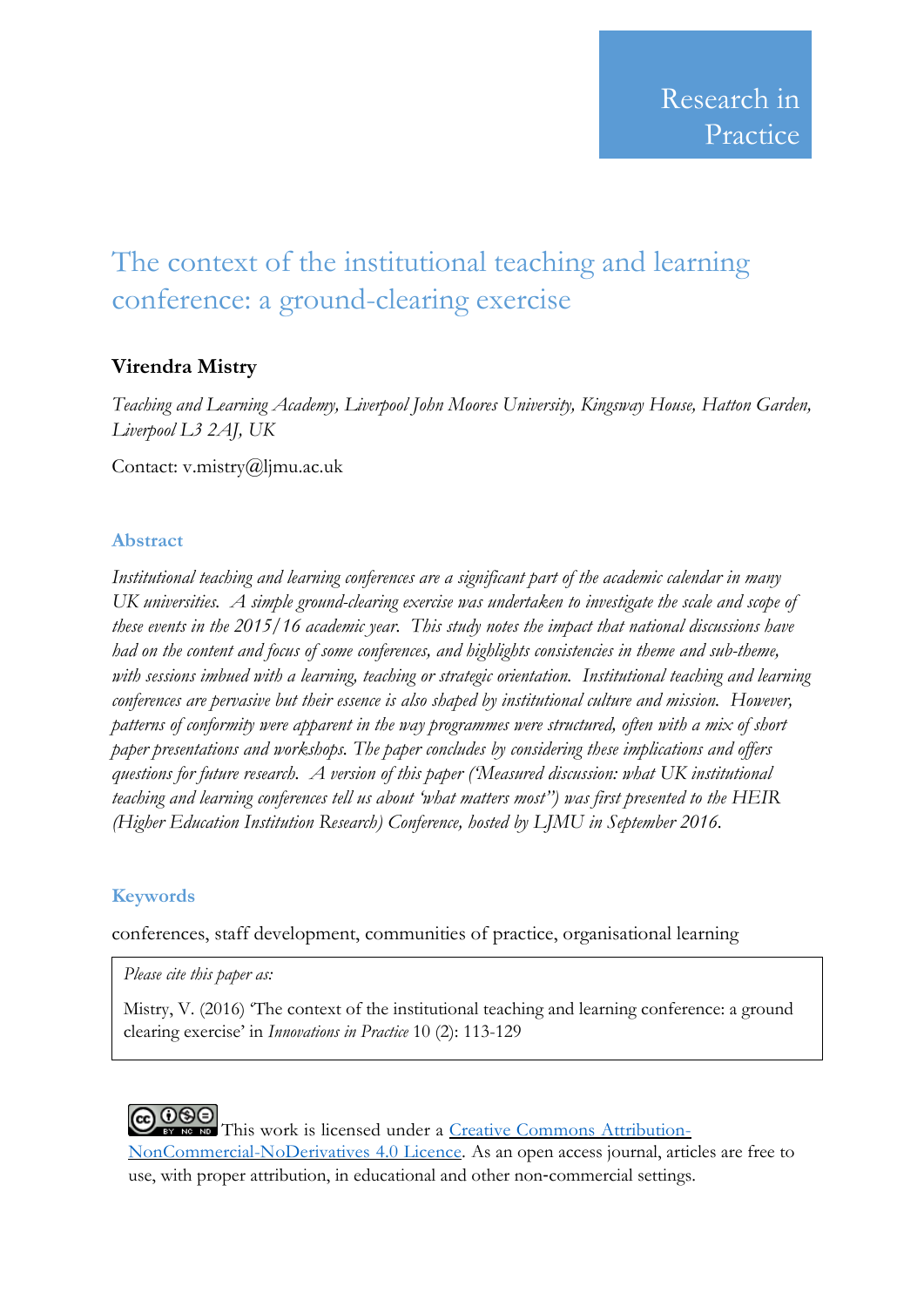Research in Practice

# The context of the institutional teaching and learning conference: a ground-clearing exercise

**Virendra Mistry**

*Teaching and Learning Academy, Liverpool John Moores University, Kingsway House, Hatton Garden, Liverpool L3 2AJ, UK*

Contact: v.mistry@ljmu.ac.uk

## Abstract

*Institutional teaching and learning conferences are a significant part of the academic calendar in many UK universities. A simple ground-clearing exercise was undertaken to investigate the scale and scope of these events in the 2015/16 academic year. This study notes the impact that national discussions have had on the content and focus of some conferences, and highlights consistencies in theme and sub-theme, with sessions imbued with a learning, teaching or strategic orientation. Institutional teaching and learning conferences are pervasive but their essence is also shaped by institutional culture and mission. However, patterns of conformity were apparent in the way programmes were structured, often with a mix of short paper presentations and workshops. The paper concludes by considering these implications and offers questions for future research. A version of this paper ('Measured discussion: what UK institutional teaching and learning conferences tell us about 'what matters most'') was first presented to the HEIR (Higher Education Institution Research) Conference, hosted by LJMU in September 2016.*

## Keywords

conferences, staff development, communities of practice, organisational learning

*Please cite this paper as:*

Mistry, V. (2016) 'The context of the institutional teaching and learning conference: a ground clearing exercise' in *Innovations in Practice* 10 (2): 113-129

This work is licensed under a Creative Commons Attribution-NonCommercial-NoDerivatives 4.0 Licence. As an open access journal, articles are free to use, with proper attribution, in educational and other non-commercial settings.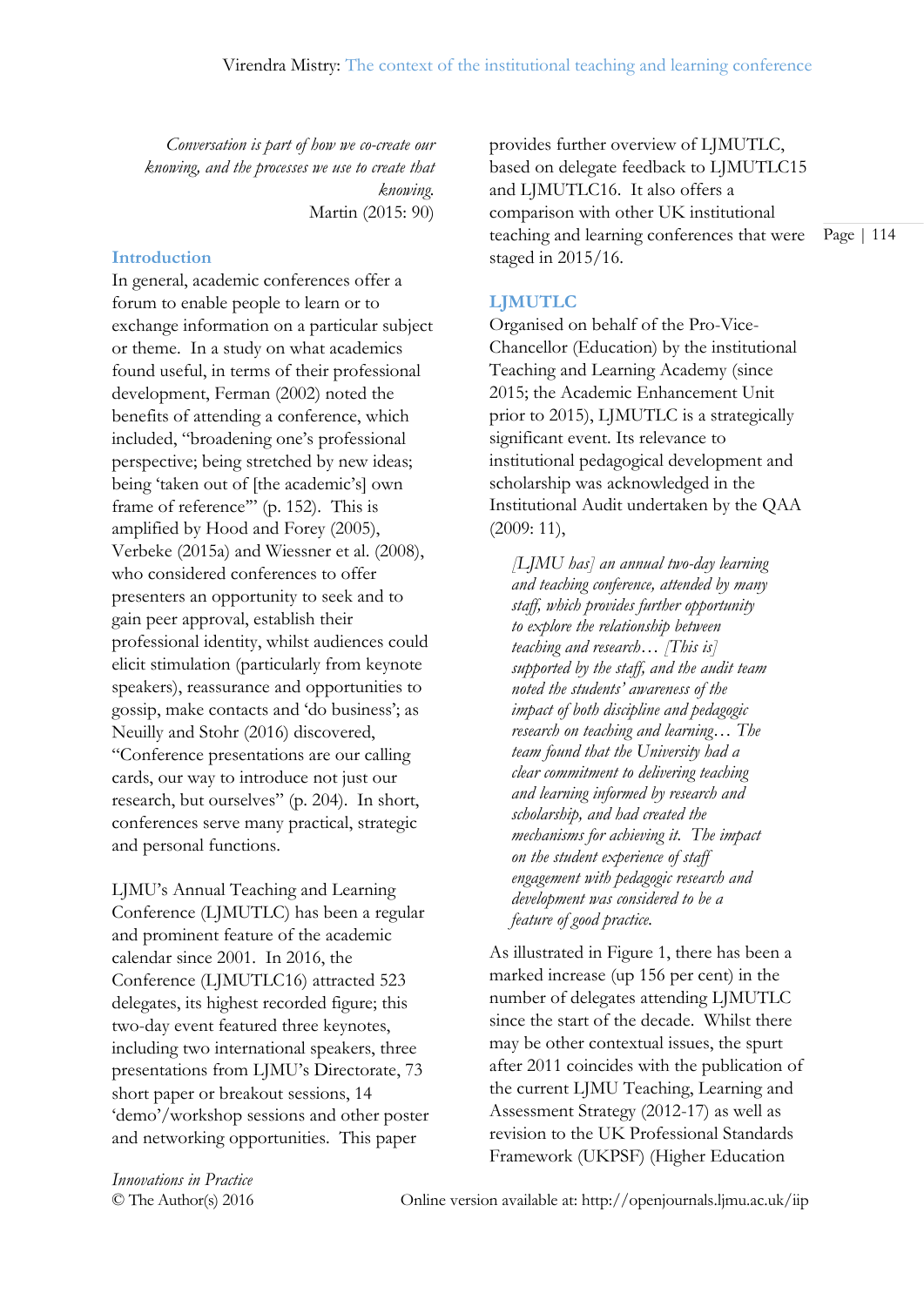*Conversation is part of how we co-create our knowing, and the processes we use to create that knowing.*
Martin (2015: 90)

## Introduction

In general, academic conferences offer a forum to enable people to learn or to exchange information on a particular subject or theme. In a study on what academics found useful, in terms of their professional development, Ferman (2002) noted the benefits of attending a conference, which included, "broadening one's professional perspective; being stretched by new ideas; being 'taken out of [the academic's] own frame of reference'" (p. 152). This is amplified by Hood and Forey (2005), Verbeke (2015a) and Wiessner et al. (2008), who considered conferences to offer presenters an opportunity to seek and to gain peer approval, establish their professional identity, whilst audiences could elicit stimulation (particularly from keynote speakers), reassurance and opportunities to gossip, make contacts and 'do business'; as Neuilly and Stohr (2016) discovered, "Conference presentations are our calling cards, our way to introduce not just our research, but ourselves" (p. 204). In short, conferences serve many practical, strategic and personal functions.

LJMU's Annual Teaching and Learning Conference (LJMUTLC) has been a regular and prominent feature of the academic calendar since 2001. In 2016, the Conference (LJMUTLC16) attracted 523 delegates, its highest recorded figure; this two-day event featured three keynotes, including two international speakers, three presentations from LJMU's Directorate, 73 short paper or breakout sessions, 14 'demo'/workshop sessions and other poster and networking opportunities. This paper provides further overview of LJMUTLC, based on delegate feedback to LJMUTLC15 and LJMUTLC16. It also offers a comparison with other UK institutional teaching and learning conferences that were staged in 2015/16.

## LJMUTLC

Organised on behalf of the Pro-Vice-Chancellor (Education) by the institutional Teaching and Learning Academy (since 2015; the Academic Enhancement Unit prior to 2015), LJMUTLC is a strategically significant event. Its relevance to institutional pedagogical development and scholarship was acknowledged in the Institutional Audit undertaken by the QAA (2009: 11),

> *[LJMU has] an annual two-day learning and teaching conference, attended by many staff, which provides further opportunity to explore the relationship between teaching and research… [This is] supported by the staff, and the audit team noted the students' awareness of the impact of both discipline and pedagogic research on teaching and learning… The team found that the University had a clear commitment to delivering teaching and learning informed by research and scholarship, and had created the mechanisms for achieving it. The impact on the student experience of staff engagement with pedagogic research and development was considered to be a feature of good practice.*

As illustrated in Figure 1, there has been a marked increase (up 156 per cent) in the number of delegates attending LJMUTLC since the start of the decade. Whilst there may be other contextual issues, the spurt after 2011 coincides with the publication of the current LJMU Teaching, Learning and Assessment Strategy (2012-17) as well as revision to the UK Professional Standards Framework (UKPSF) (Higher Education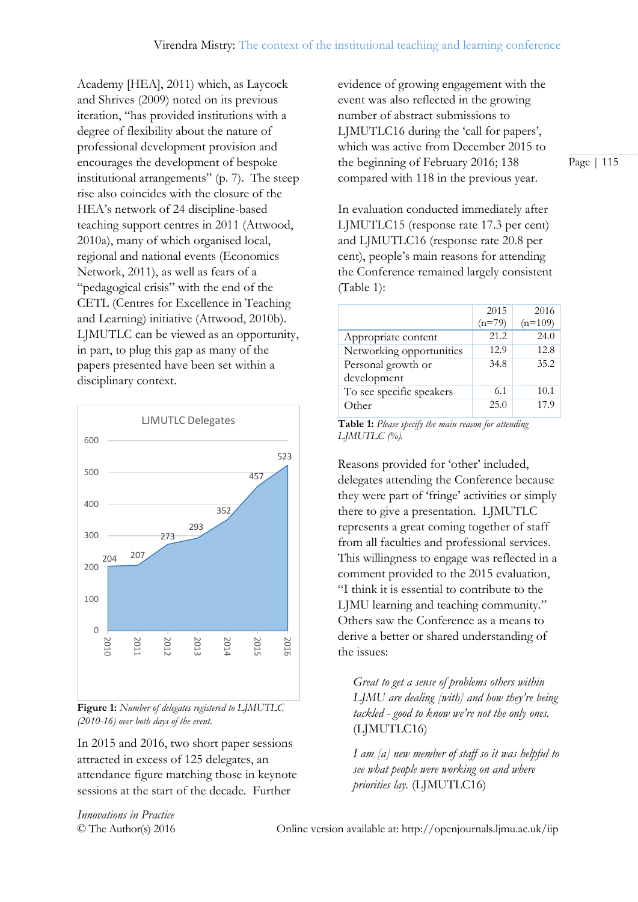Academy [HEA], 2011) which, as Laycock and Shrives (2009) noted on its previous iteration, "has provided institutions with a degree of flexibility about the nature of professional development provision and encourages the development of bespoke institutional arrangements" (p. 7). The steep rise also coincides with the closure of the HEA's network of 24 discipline-based teaching support centres in 2011 (Attwood, 2010a), many of which organised local, regional and national events (Economics Network, 2011), as well as fears of a "pedagogical crisis" with the end of the CETL (Centres for Excellence in Teaching and Learning) initiative (Attwood, 2010b). LJMUTLC can be viewed as an opportunity, in part, to plug this gap as many of the papers presented have been set within a disciplinary context.

| Year | LJMUTLC Delegates |
|---|---|
| 2010 | 204 |
| 2011 | 207 |
| 2012 | 273 |
| 2013 | 293 |
| 2014 | 352 |
| 2015 | 457 |
| 2016 | 523 |

**Figure 1:** *Number of delegates registered to LJMUTLC (2010-16) over both days of the event.*

In 2015 and 2016, two short paper sessions attracted in excess of 125 delegates, an attendance figure matching those in keynote sessions at the start of the decade. Further evidence of growing engagement with the event was also reflected in the growing number of abstract submissions to LJMUTLC16 during the 'call for papers', which was active from December 2015 to the beginning of February 2016; 138 compared with 118 in the previous year.

In evaluation conducted immediately after LJMUTLC15 (response rate 17.3 per cent) and LJMUTLC16 (response rate 20.8 per cent), people's main reasons for attending the Conference remained largely consistent (Table 1):

| | 2015 (n=79) | 2016 (n=109) |
|---|---|---|
| Appropriate content | 21.2 | 24.0 |
| Networking opportunities | 12.9 | 12.8 |
| Personal growth or development | 34.8 | 35.2 |
| To see specific speakers | 6.1 | 10.1 |
| Other | 25.0 | 17.9 |

**Table 1:** *Please specify the main reason for attending LJMUTLC (%).*

Reasons provided for 'other' included, delegates attending the Conference because they were part of 'fringe' activities or simply there to give a presentation. LJMUTLC represents a great coming together of staff from all faculties and professional services. This willingness to engage was reflected in a comment provided to the 2015 evaluation, "I think it is essential to contribute to the LJMU learning and teaching community." Others saw the Conference as a means to derive a better or shared understanding of the issues:

> *Great to get a sense of problems others within LJMU are dealing [with] and how they're being tackled - good to know we're not the only ones.* (LJMUTLC16)

> *I am [a] new member of staff so it was helpful to see what people were working on and where priorities lay.* (LJMUTLC16)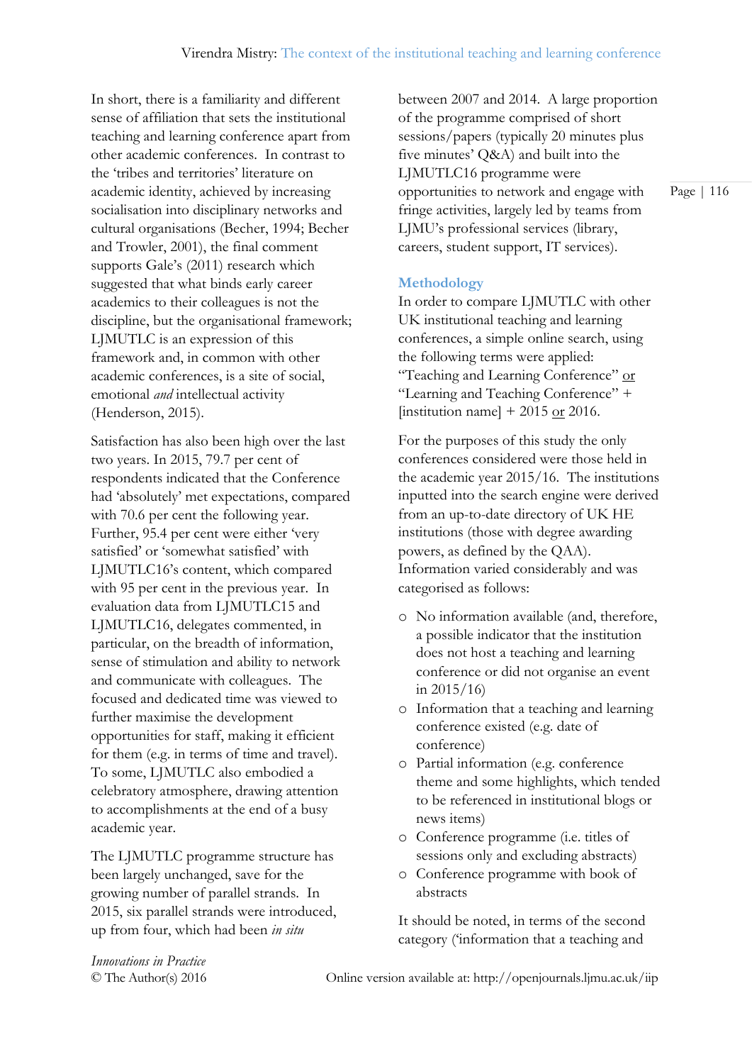In short, there is a familiarity and different sense of affiliation that sets the institutional teaching and learning conference apart from other academic conferences. In contrast to the 'tribes and territories' literature on academic identity, achieved by increasing socialisation into disciplinary networks and cultural organisations (Becher, 1994; Becher and Trowler, 2001), the final comment supports Gale's (2011) research which suggested that what binds early career academics to their colleagues is not the discipline, but the organisational framework; LJMUTLC is an expression of this framework and, in common with other academic conferences, is a site of social, emotional *and* intellectual activity (Henderson, 2015).

Satisfaction has also been high over the last two years. In 2015, 79.7 per cent of respondents indicated that the Conference had 'absolutely' met expectations, compared with 70.6 per cent the following year. Further, 95.4 per cent were either 'very satisfied' or 'somewhat satisfied' with LJMUTLC16's content, which compared with 95 per cent in the previous year. In evaluation data from LJMUTLC15 and LJMUTLC16, delegates commented, in particular, on the breadth of information, sense of stimulation and ability to network and communicate with colleagues. The focused and dedicated time was viewed to further maximise the development opportunities for staff, making it efficient for them (e.g. in terms of time and travel). To some, LJMUTLC also embodied a celebratory atmosphere, drawing attention to accomplishments at the end of a busy academic year.

The LJMUTLC programme structure has been largely unchanged, save for the growing number of parallel strands. In 2015, six parallel strands were introduced, up from four, which had been *in situ* between 2007 and 2014. A large proportion of the programme comprised of short sessions/papers (typically 20 minutes plus five minutes' Q&A) and built into the LJMUTLC16 programme were opportunities to network and engage with fringe activities, largely led by teams from LJMU's professional services (library, careers, student support, IT services).

## Methodology

In order to compare LJMUTLC with other UK institutional teaching and learning conferences, a simple online search, using the following terms were applied: "Teaching and Learning Conference" or "Learning and Teaching Conference" + [institution name] + 2015 or 2016.

For the purposes of this study the only conferences considered were those held in the academic year 2015/16. The institutions inputted into the search engine were derived from an up-to-date directory of UK HE institutions (those with degree awarding powers, as defined by the QAA). Information varied considerably and was categorised as follows:

- No information available (and, therefore, a possible indicator that the institution does not host a teaching and learning conference or did not organise an event in 2015/16)
- Information that a teaching and learning conference existed (e.g. date of conference)
- Partial information (e.g. conference theme and some highlights, which tended to be referenced in institutional blogs or news items)
- Conference programme (i.e. titles of sessions only and excluding abstracts)
- Conference programme with book of abstracts

It should be noted, in terms of the second category ('information that a teaching and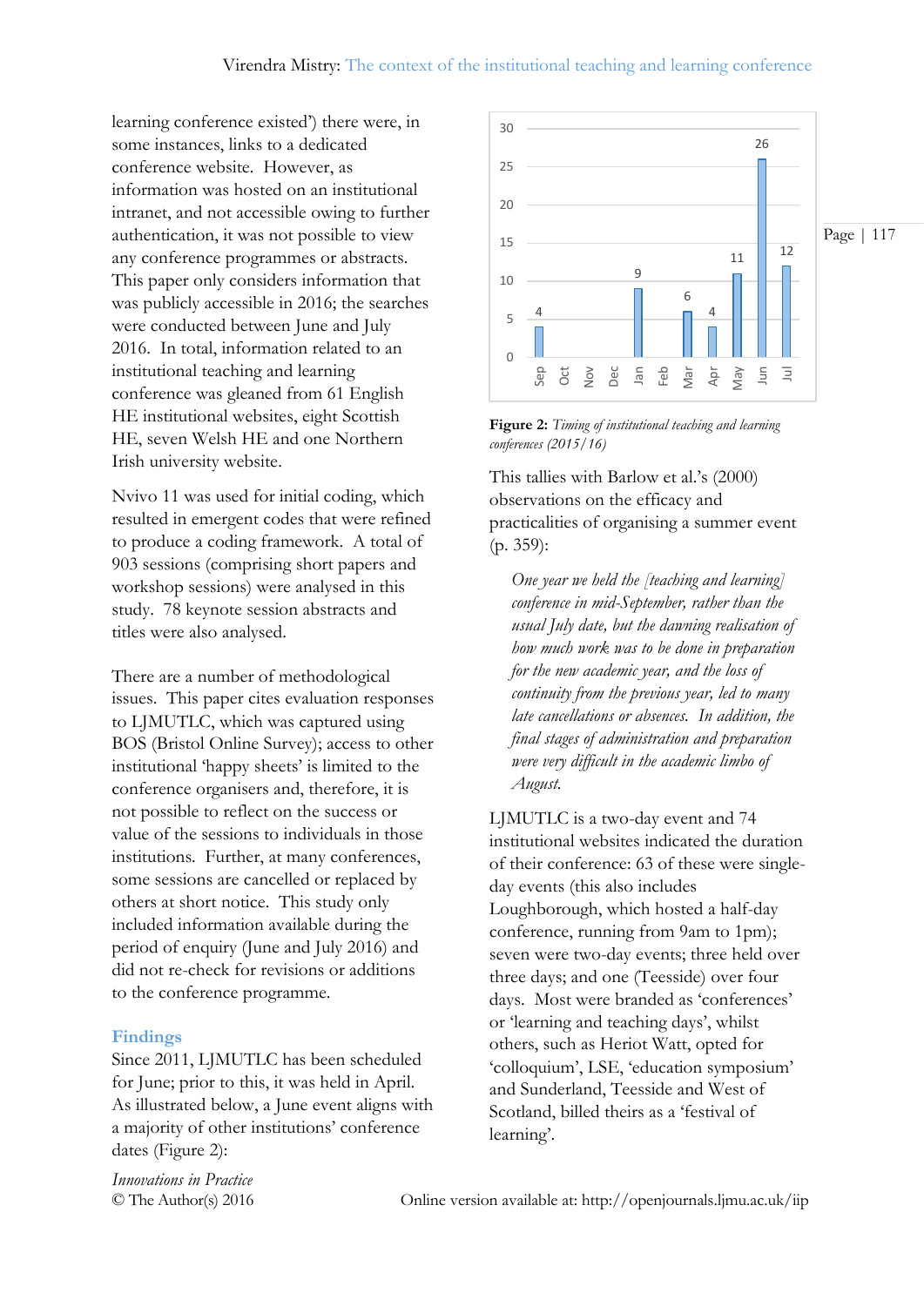learning conference existed') there were, in some instances, links to a dedicated conference website. However, as information was hosted on an institutional intranet, and not accessible owing to further authentication, it was not possible to view any conference programmes or abstracts. This paper only considers information that was publicly accessible in 2016; the searches were conducted between June and July 2016. In total, information related to an institutional teaching and learning conference was gleaned from 61 English HE institutional websites, eight Scottish HE, seven Welsh HE and one Northern Irish university website.

Nvivo 11 was used for initial coding, which resulted in emergent codes that were refined to produce a coding framework. A total of 903 sessions (comprising short papers and workshop sessions) were analysed in this study. 78 keynote session abstracts and titles were also analysed.

There are a number of methodological issues. This paper cites evaluation responses to LJMUTLC, which was captured using BOS (Bristol Online Survey); access to other institutional 'happy sheets' is limited to the conference organisers and, therefore, it is not possible to reflect on the success or value of the sessions to individuals in those institutions. Further, at many conferences, some sessions are cancelled or replaced by others at short notice. This study only included information available during the period of enquiry (June and July 2016) and did not re-check for revisions or additions to the conference programme.

## Findings

Since 2011, LJMUTLC has been scheduled for June; prior to this, it was held in April. As illustrated below, a June event aligns with a majority of other institutions' conference dates (Figure 2):

| Month | Sep | Oct | Nov | Dec | Jan | Feb | Mar | Apr | May | Jun | Jul |
|---|---|---|---|---|---|---|---|---|---|---|---|
| Conferences | 4 | | | | 9 | | 6 | 4 | 11 | 26 | 12 |

**Figure 2:** *Timing of institutional teaching and learning conferences (2015/16)*

This tallies with Barlow et al.'s (2000) observations on the efficacy and practicalities of organising a summer event (p. 359):

> *One year we held the [teaching and learning] conference in mid-September, rather than the usual July date, but the dawning realisation of how much work was to be done in preparation for the new academic year, and the loss of continuity from the previous year, led to many late cancellations or absences. In addition, the final stages of administration and preparation were very difficult in the academic limbo of August.*

LJMUTLC is a two-day event and 74 institutional websites indicated the duration of their conference: 63 of these were single-day events (this also includes Loughborough, which hosted a half-day conference, running from 9am to 1pm); seven were two-day events; three held over three days; and one (Teesside) over four days. Most were branded as 'conferences' or 'learning and teaching days', whilst others, such as Heriot Watt, opted for 'colloquium', LSE, 'education symposium' and Sunderland, Teesside and West of Scotland, billed theirs as a 'festival of learning'.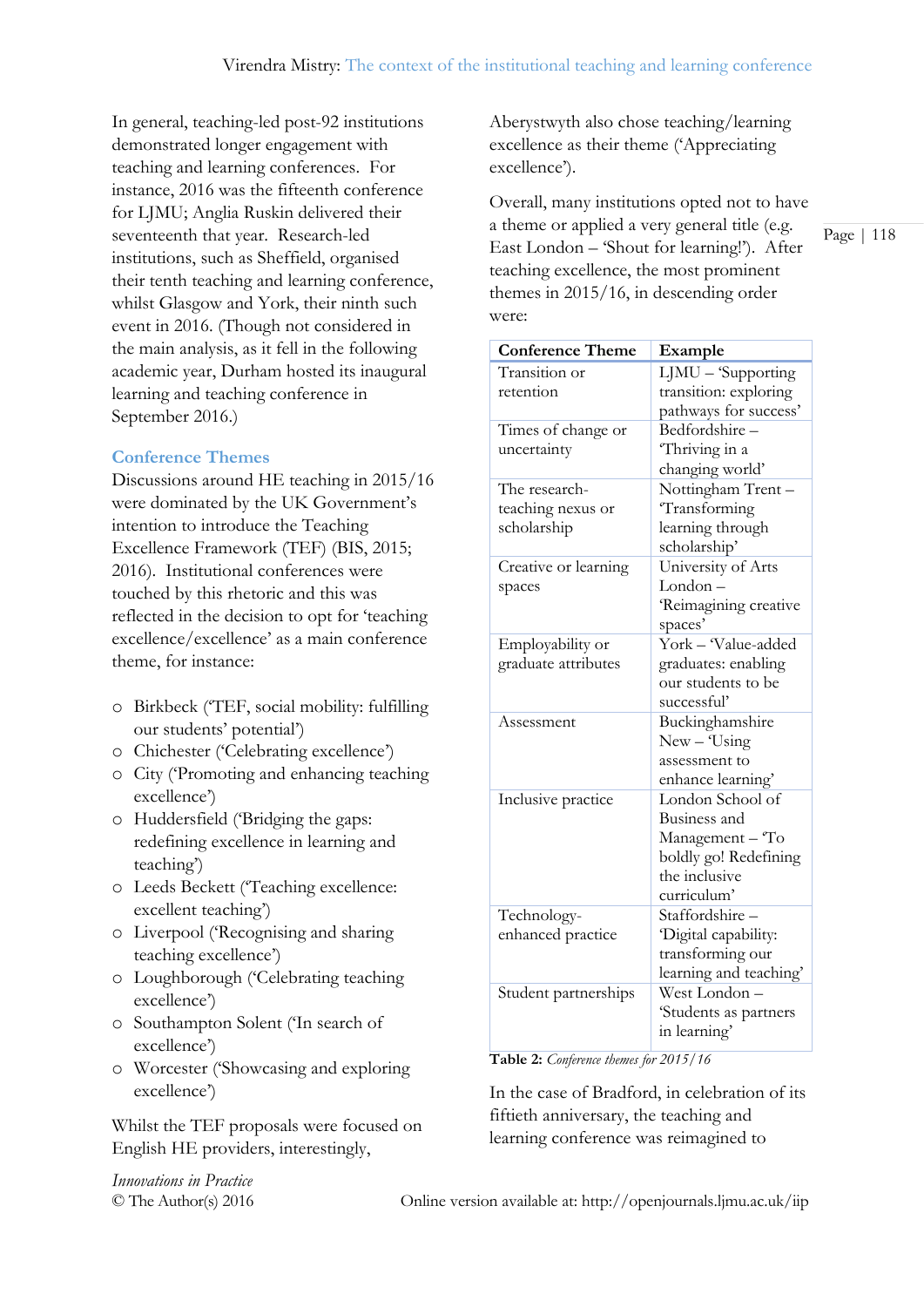In general, teaching-led post-92 institutions demonstrated longer engagement with teaching and learning conferences. For instance, 2016 was the fifteenth conference for LJMU; Anglia Ruskin delivered their seventeenth that year. Research-led institutions, such as Sheffield, organised their tenth teaching and learning conference, whilst Glasgow and York, their ninth such event in 2016. (Though not considered in the main analysis, as it fell in the following academic year, Durham hosted its inaugural learning and teaching conference in September 2016.)

## Conference Themes

Discussions around HE teaching in 2015/16 were dominated by the UK Government's intention to introduce the Teaching Excellence Framework (TEF) (BIS, 2015; 2016). Institutional conferences were touched by this rhetoric and this was reflected in the decision to opt for 'teaching excellence/excellence' as a main conference theme, for instance:

- Birkbeck ('TEF, social mobility: fulfilling our students' potential')
- Chichester ('Celebrating excellence')
- City ('Promoting and enhancing teaching excellence')
- Huddersfield ('Bridging the gaps: redefining excellence in learning and teaching')
- Leeds Beckett ('Teaching excellence: excellent teaching')
- Liverpool ('Recognising and sharing teaching excellence')
- Loughborough ('Celebrating teaching excellence')
- Southampton Solent ('In search of excellence')
- Worcester ('Showcasing and exploring excellence')

Whilst the TEF proposals were focused on English HE providers, interestingly, Aberystwyth also chose teaching/learning excellence as their theme ('Appreciating excellence').

Overall, many institutions opted not to have a theme or applied a very general title (e.g. East London – 'Shout for learning!'). After teaching excellence, the most prominent themes in 2015/16, in descending order were:

| Conference Theme | Example |
|---|---|
| Transition or retention | LJMU – 'Supporting transition: exploring pathways for success' |
| Times of change or uncertainty | Bedfordshire – 'Thriving in a changing world' |
| The research-teaching nexus or scholarship | Nottingham Trent – 'Transforming learning through scholarship' |
| Creative or learning spaces | University of Arts London – 'Reimagining creative spaces' |
| Employability or graduate attributes | York – 'Value-added graduates: enabling our students to be successful' |
| Assessment | Buckinghamshire New – 'Using assessment to enhance learning' |
| Inclusive practice | London School of Business and Management – 'To boldly go! Redefining the inclusive curriculum' |
| Technology-enhanced practice | Staffordshire – 'Digital capability: transforming our learning and teaching' |
| Student partnerships | West London – 'Students as partners in learning' |

**Table 2:** *Conference themes for 2015/16*

In the case of Bradford, in celebration of its fiftieth anniversary, the teaching and learning conference was reimagined to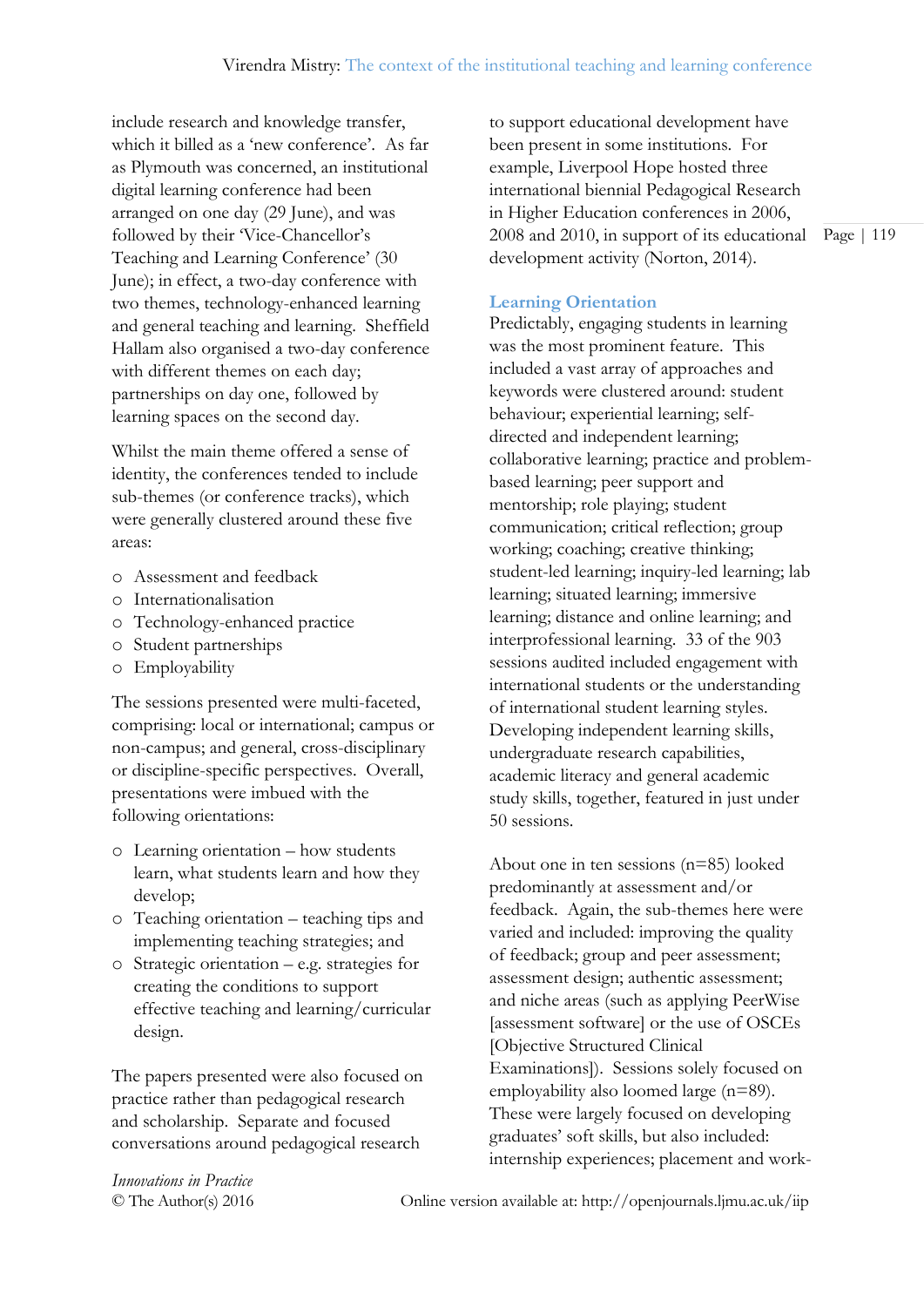include research and knowledge transfer, which it billed as a 'new conference'. As far as Plymouth was concerned, an institutional digital learning conference had been arranged on one day (29 June), and was followed by their 'Vice-Chancellor's Teaching and Learning Conference' (30 June); in effect, a two-day conference with two themes, technology-enhanced learning and general teaching and learning. Sheffield Hallam also organised a two-day conference with different themes on each day; partnerships on day one, followed by learning spaces on the second day.

Whilst the main theme offered a sense of identity, the conferences tended to include sub-themes (or conference tracks), which were generally clustered around these five areas:

- Assessment and feedback
- Internationalisation
- Technology-enhanced practice
- Student partnerships
- Employability

The sessions presented were multi-faceted, comprising: local or international; campus or non-campus; and general, cross-disciplinary or discipline-specific perspectives. Overall, presentations were imbued with the following orientations:

- Learning orientation – how students learn, what students learn and how they develop;
- Teaching orientation – teaching tips and implementing teaching strategies; and
- Strategic orientation – e.g. strategies for creating the conditions to support effective teaching and learning/curricular design.

The papers presented were also focused on practice rather than pedagogical research and scholarship. Separate and focused conversations around pedagogical research to support educational development have been present in some institutions. For example, Liverpool Hope hosted three international biennial Pedagogical Research in Higher Education conferences in 2006, 2008 and 2010, in support of its educational development activity (Norton, 2014).

### Learning Orientation

Predictably, engaging students in learning was the most prominent feature. This included a vast array of approaches and keywords were clustered around: student behaviour; experiential learning; self-directed and independent learning; collaborative learning; practice and problem-based learning; peer support and mentorship; role playing; student communication; critical reflection; group working; coaching; creative thinking; student-led learning; inquiry-led learning; lab learning; situated learning; immersive learning; distance and online learning; and interprofessional learning. 33 of the 903 sessions audited included engagement with international students or the understanding of international student learning styles. Developing independent learning skills, undergraduate research capabilities, academic literacy and general academic study skills, together, featured in just under 50 sessions.

About one in ten sessions (n=85) looked predominantly at assessment and/or feedback. Again, the sub-themes here were varied and included: improving the quality of feedback; group and peer assessment; assessment design; authentic assessment; and niche areas (such as applying PeerWise [assessment software] or the use of OSCEs [Objective Structured Clinical Examinations]). Sessions solely focused on employability also loomed large (n=89). These were largely focused on developing graduates' soft skills, but also included: internship experiences; placement and work-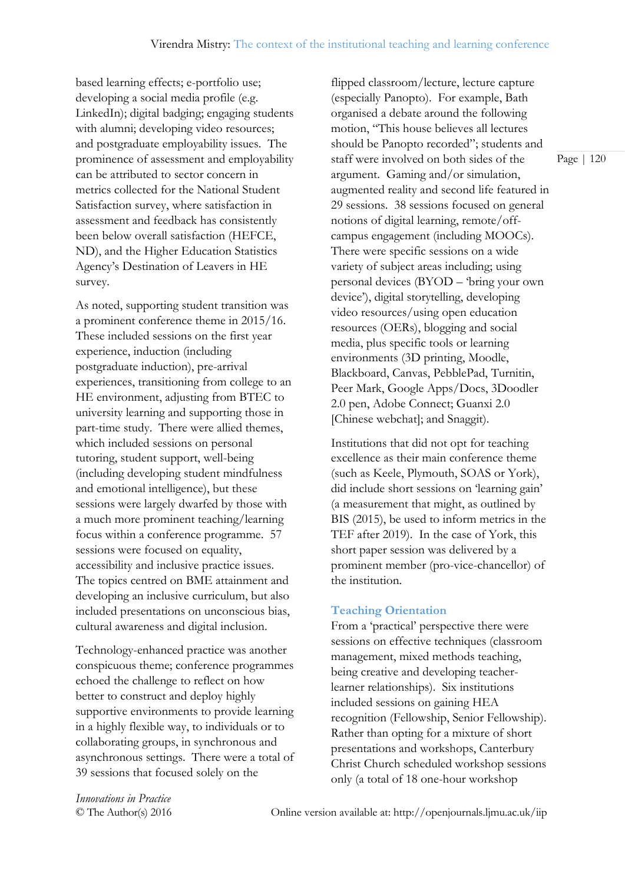based learning effects; e-portfolio use; developing a social media profile (e.g. LinkedIn); digital badging; engaging students with alumni; developing video resources; and postgraduate employability issues. The prominence of assessment and employability can be attributed to sector concern in metrics collected for the National Student Satisfaction survey, where satisfaction in assessment and feedback has consistently been below overall satisfaction (HEFCE, ND), and the Higher Education Statistics Agency's Destination of Leavers in HE survey.

As noted, supporting student transition was a prominent conference theme in 2015/16. These included sessions on the first year experience, induction (including postgraduate induction), pre-arrival experiences, transitioning from college to an HE environment, adjusting from BTEC to university learning and supporting those in part-time study. There were allied themes, which included sessions on personal tutoring, student support, well-being (including developing student mindfulness and emotional intelligence), but these sessions were largely dwarfed by those with a much more prominent teaching/learning focus within a conference programme. 57 sessions were focused on equality, accessibility and inclusive practice issues. The topics centred on BME attainment and developing an inclusive curriculum, but also included presentations on unconscious bias, cultural awareness and digital inclusion.

Technology-enhanced practice was another conspicuous theme; conference programmes echoed the challenge to reflect on how better to construct and deploy highly supportive environments to provide learning in a highly flexible way, to individuals or to collaborating groups, in synchronous and asynchronous settings. There were a total of 39 sessions that focused solely on the flipped classroom/lecture, lecture capture (especially Panopto). For example, Bath organised a debate around the following motion, "This house believes all lectures should be Panopto recorded"; students and staff were involved on both sides of the argument. Gaming and/or simulation, augmented reality and second life featured in 29 sessions. 38 sessions focused on general notions of digital learning, remote/off-campus engagement (including MOOCs). There were specific sessions on a wide variety of subject areas including; using personal devices (BYOD – 'bring your own device'), digital storytelling, developing video resources/using open education resources (OERs), blogging and social media, plus specific tools or learning environments (3D printing, Moodle, Blackboard, Canvas, PebblePad, Turnitin, Peer Mark, Google Apps/Docs, 3Doodler 2.0 pen, Adobe Connect; Guanxi 2.0 [Chinese webchat]; and Snaggit).

Institutions that did not opt for teaching excellence as their main conference theme (such as Keele, Plymouth, SOAS or York), did include short sessions on 'learning gain' (a measurement that might, as outlined by BIS (2015), be used to inform metrics in the TEF after 2019). In the case of York, this short paper session was delivered by a prominent member (pro-vice-chancellor) of the institution.

## Teaching Orientation

From a 'practical' perspective there were sessions on effective techniques (classroom management, mixed methods teaching, being creative and developing teacher-learner relationships). Six institutions included sessions on gaining HEA recognition (Fellowship, Senior Fellowship). Rather than opting for a mixture of short presentations and workshops, Canterbury Christ Church scheduled workshop sessions only (a total of 18 one-hour workshop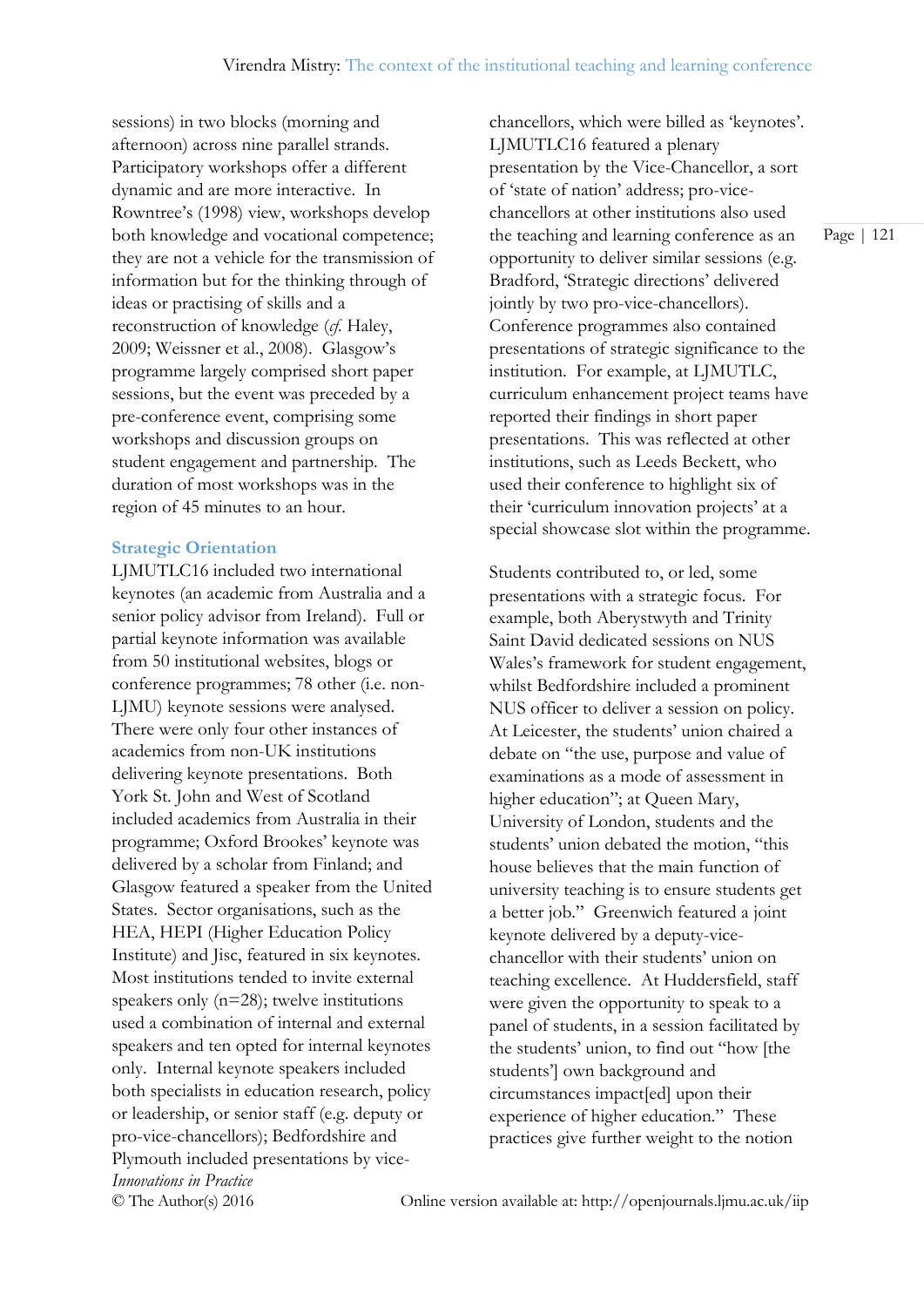sessions) in two blocks (morning and afternoon) across nine parallel strands. Participatory workshops offer a different dynamic and are more interactive. In Rowntree's (1998) view, workshops develop both knowledge and vocational competence; they are not a vehicle for the transmission of information but for the thinking through of ideas or practising of skills and a reconstruction of knowledge (*cf.* Haley, 2009; Weissner et al., 2008). Glasgow's programme largely comprised short paper sessions, but the event was preceded by a pre-conference event, comprising some workshops and discussion groups on student engagement and partnership. The duration of most workshops was in the region of 45 minutes to an hour.

## Strategic Orientation

LJMUTLC16 included two international keynotes (an academic from Australia and a senior policy advisor from Ireland). Full or partial keynote information was available from 50 institutional websites, blogs or conference programmes; 78 other (i.e. non-LJMU) keynote sessions were analysed. There were only four other instances of academics from non-UK institutions delivering keynote presentations. Both York St. John and West of Scotland included academics from Australia in their programme; Oxford Brookes' keynote was delivered by a scholar from Finland; and Glasgow featured a speaker from the United States. Sector organisations, such as the HEA, HEPI (Higher Education Policy Institute) and Jisc, featured in six keynotes. Most institutions tended to invite external speakers only (n=28); twelve institutions used a combination of internal and external speakers and ten opted for internal keynotes only. Internal keynote speakers included both specialists in education research, policy or leadership, or senior staff (e.g. deputy or pro-vice-chancellors); Bedfordshire and Plymouth included presentations by vice-chancellors, which were billed as 'keynotes'. LJMUTLC16 featured a plenary presentation by the Vice-Chancellor, a sort of 'state of nation' address; pro-vice-chancellors at other institutions also used the teaching and learning conference as an opportunity to deliver similar sessions (e.g. Bradford, 'Strategic directions' delivered jointly by two pro-vice-chancellors). Conference programmes also contained presentations of strategic significance to the institution. For example, at LJMUTLC, curriculum enhancement project teams have reported their findings in short paper presentations. This was reflected at other institutions, such as Leeds Beckett, who used their conference to highlight six of their 'curriculum innovation projects' at a special showcase slot within the programme.

Students contributed to, or led, some presentations with a strategic focus. For example, both Aberystwyth and Trinity Saint David dedicated sessions on NUS Wales's framework for student engagement, whilst Bedfordshire included a prominent NUS officer to deliver a session on policy. At Leicester, the students' union chaired a debate on "the use, purpose and value of examinations as a mode of assessment in higher education"; at Queen Mary, University of London, students and the students' union debated the motion, "this house believes that the main function of university teaching is to ensure students get a better job." Greenwich featured a joint keynote delivered by a deputy-vice-chancellor with their students' union on teaching excellence. At Huddersfield, staff were given the opportunity to speak to a panel of students, in a session facilitated by the students' union, to find out "how [the students'] own background and circumstances impact[ed] upon their experience of higher education." These practices give further weight to the notion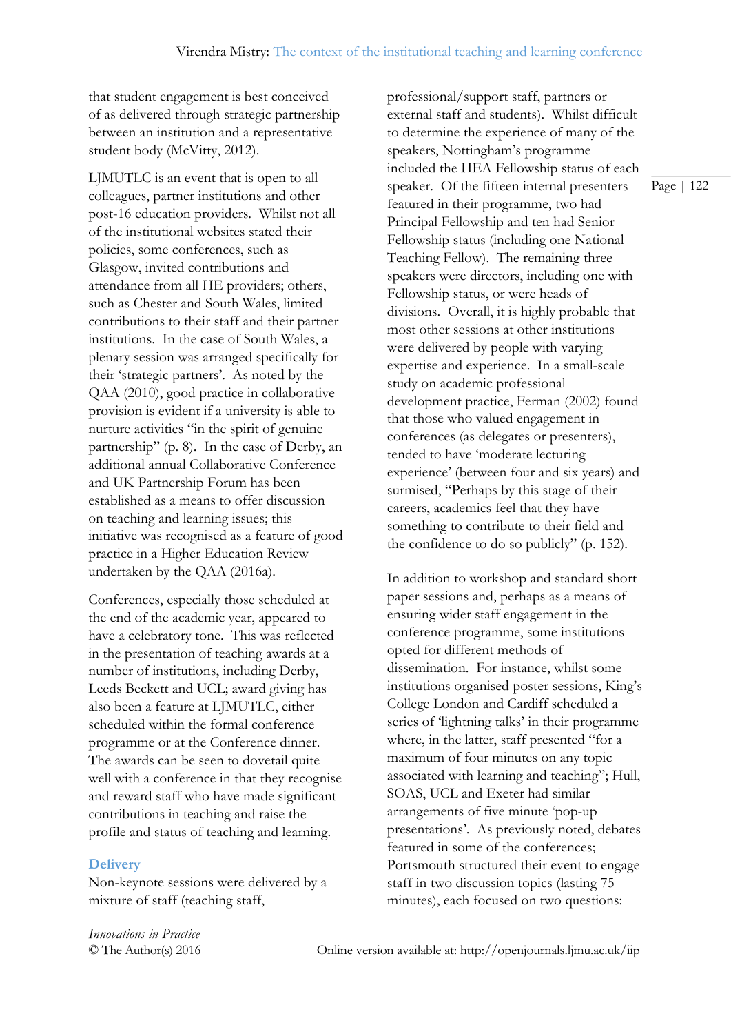that student engagement is best conceived of as delivered through strategic partnership between an institution and a representative student body (McVitty, 2012).

LJMUTLC is an event that is open to all colleagues, partner institutions and other post-16 education providers. Whilst not all of the institutional websites stated their policies, some conferences, such as Glasgow, invited contributions and attendance from all HE providers; others, such as Chester and South Wales, limited contributions to their staff and their partner institutions. In the case of South Wales, a plenary session was arranged specifically for their 'strategic partners'. As noted by the QAA (2010), good practice in collaborative provision is evident if a university is able to nurture activities "in the spirit of genuine partnership" (p. 8). In the case of Derby, an additional annual Collaborative Conference and UK Partnership Forum has been established as a means to offer discussion on teaching and learning issues; this initiative was recognised as a feature of good practice in a Higher Education Review undertaken by the QAA (2016a).

Conferences, especially those scheduled at the end of the academic year, appeared to have a celebratory tone. This was reflected in the presentation of teaching awards at a number of institutions, including Derby, Leeds Beckett and UCL; award giving has also been a feature at LJMUTLC, either scheduled within the formal conference programme or at the Conference dinner. The awards can be seen to dovetail quite well with a conference in that they recognise and reward staff who have made significant contributions in teaching and raise the profile and status of teaching and learning.

## Delivery

Non-keynote sessions were delivered by a mixture of staff (teaching staff, professional/support staff, partners or external staff and students). Whilst difficult to determine the experience of many of the speakers, Nottingham's programme included the HEA Fellowship status of each speaker. Of the fifteen internal presenters featured in their programme, two had Principal Fellowship and ten had Senior Fellowship status (including one National Teaching Fellow). The remaining three speakers were directors, including one with Fellowship status, or were heads of divisions. Overall, it is highly probable that most other sessions at other institutions were delivered by people with varying expertise and experience. In a small-scale study on academic professional development practice, Ferman (2002) found that those who valued engagement in conferences (as delegates or presenters), tended to have 'moderate lecturing experience' (between four and six years) and surmised, "Perhaps by this stage of their careers, academics feel that they have something to contribute to their field and the confidence to do so publicly" (p. 152).

In addition to workshop and standard short paper sessions and, perhaps as a means of ensuring wider staff engagement in the conference programme, some institutions opted for different methods of dissemination. For instance, whilst some institutions organised poster sessions, King's College London and Cardiff scheduled a series of 'lightning talks' in their programme where, in the latter, staff presented "for a maximum of four minutes on any topic associated with learning and teaching"; Hull, SOAS, UCL and Exeter had similar arrangements of five minute 'pop-up presentations'. As previously noted, debates featured in some of the conferences; Portsmouth structured their event to engage staff in two discussion topics (lasting 75 minutes), each focused on two questions: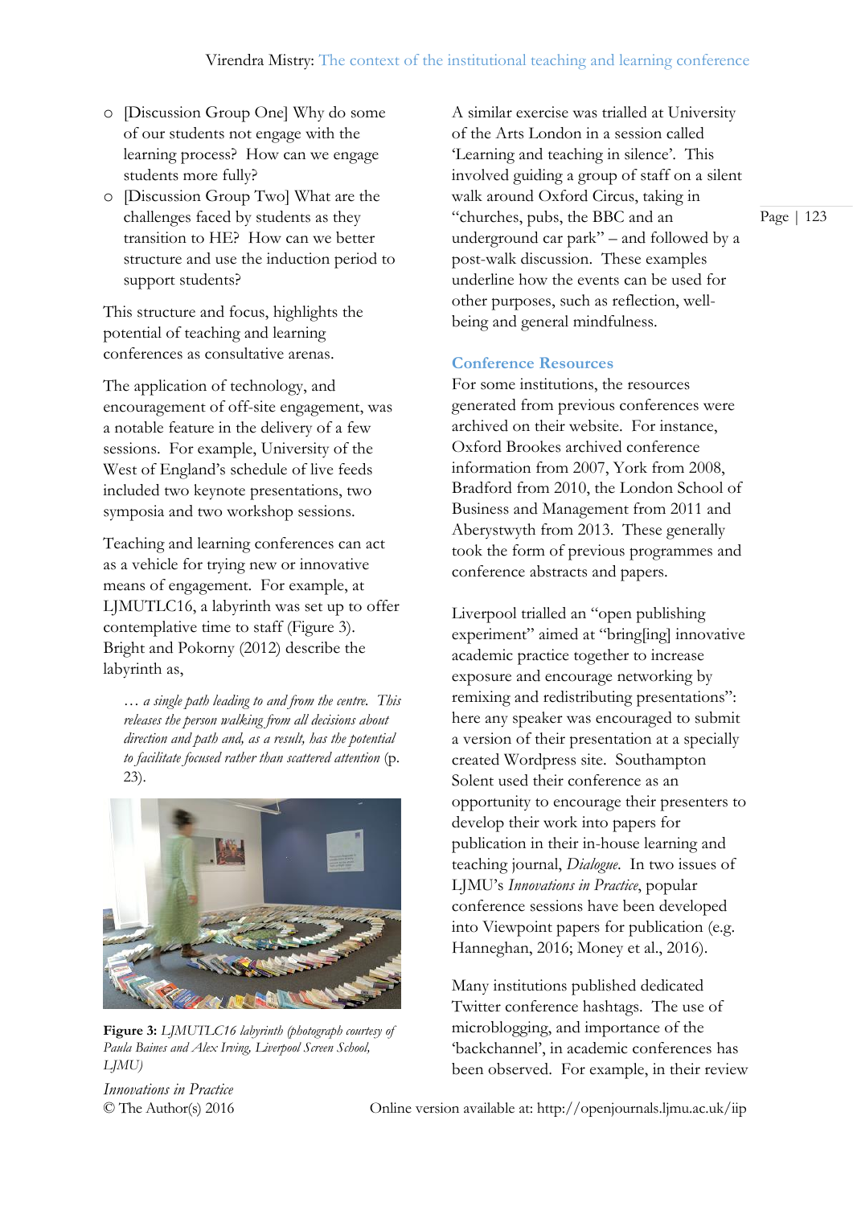- [Discussion Group One] Why do some of our students not engage with the learning process? How can we engage students more fully?
- [Discussion Group Two] What are the challenges faced by students as they transition to HE? How can we better structure and use the induction period to support students?

This structure and focus, highlights the potential of teaching and learning conferences as consultative arenas.

The application of technology, and encouragement of off-site engagement, was a notable feature in the delivery of a few sessions. For example, University of the West of England's schedule of live feeds included two keynote presentations, two symposia and two workshop sessions.

Teaching and learning conferences can act as a vehicle for trying new or innovative means of engagement. For example, at LJMUTLC16, a labyrinth was set up to offer contemplative time to staff (Figure 3). Bright and Pokorny (2012) describe the labyrinth as,

> *… a single path leading to and from the centre. This releases the person walking from all decisions about direction and path and, as a result, has the potential to facilitate focused rather than scattered attention* (p. 23).

**Figure 3:** *LJMUTLC16 labyrinth (photograph courtesy of Paula Baines and Alex Irving, Liverpool Screen School, LJMU)*

A similar exercise was trialled at University of the Arts London in a session called 'Learning and teaching in silence'. This involved guiding a group of staff on a silent walk around Oxford Circus, taking in "churches, pubs, the BBC and an underground car park" – and followed by a post-walk discussion. These examples underline how the events can be used for other purposes, such as reflection, well-being and general mindfulness.

### Conference Resources

For some institutions, the resources generated from previous conferences were archived on their website. For instance, Oxford Brookes archived conference information from 2007, York from 2008, Bradford from 2010, the London School of Business and Management from 2011 and Aberystwyth from 2013. These generally took the form of previous programmes and conference abstracts and papers.

Liverpool trialled an "open publishing experiment" aimed at "bring[ing] innovative academic practice together to increase exposure and encourage networking by remixing and redistributing presentations": here any speaker was encouraged to submit a version of their presentation at a specially created Wordpress site. Southampton Solent used their conference as an opportunity to encourage their presenters to develop their work into papers for publication in their in-house learning and teaching journal, *Dialogue*. In two issues of LJMU's *Innovations in Practice*, popular conference sessions have been developed into Viewpoint papers for publication (e.g. Hanneghan, 2016; Money et al., 2016).

Many institutions published dedicated Twitter conference hashtags. The use of microblogging, and importance of the 'backchannel', in academic conferences has been observed. For example, in their review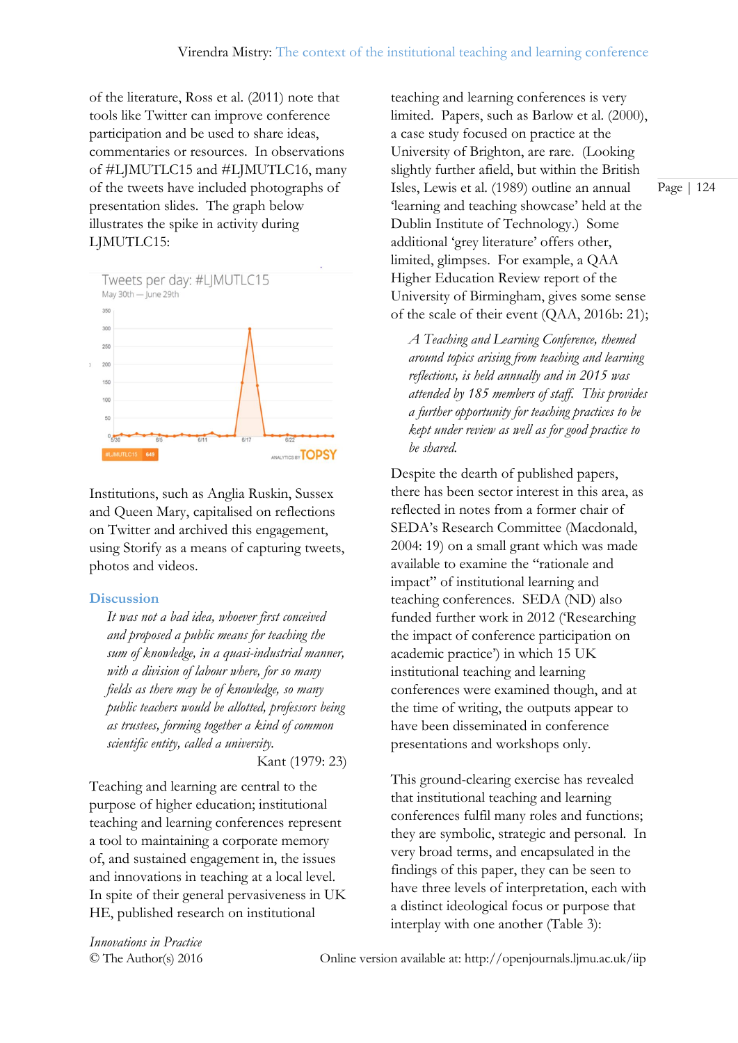of the literature, Ross et al. (2011) note that tools like Twitter can improve conference participation and be used to share ideas, commentaries or resources. In observations of #LJMUTLC15 and #LJMUTLC16, many of the tweets have included photographs of presentation slides. The graph below illustrates the spike in activity during LJMUTLC15:

Institutions, such as Anglia Ruskin, Sussex and Queen Mary, capitalised on reflections on Twitter and archived this engagement, using Storify as a means of capturing tweets, photos and videos.

## Discussion

> *It was not a bad idea, whoever first conceived and proposed a public means for teaching the sum of knowledge, in a quasi-industrial manner, with a division of labour where, for so many fields as there may be of knowledge, so many public teachers would be allotted, professors being as trustees, forming together a kind of common scientific entity, called a university.*
>
> Kant (1979: 23)

Teaching and learning are central to the purpose of higher education; institutional teaching and learning conferences represent a tool to maintaining a corporate memory of, and sustained engagement in, the issues and innovations in teaching at a local level. In spite of their general pervasiveness in UK HE, published research on institutional teaching and learning conferences is very limited. Papers, such as Barlow et al. (2000), a case study focused on practice at the University of Brighton, are rare. (Looking slightly further afield, but within the British Isles, Lewis et al. (1989) outline an annual 'learning and teaching showcase' held at the Dublin Institute of Technology.) Some additional 'grey literature' offers other, limited, glimpses. For example, a QAA Higher Education Review report of the University of Birmingham, gives some sense of the scale of their event (QAA, 2016b: 21);

> *A Teaching and Learning Conference, themed around topics arising from teaching and learning reflections, is held annually and in 2015 was attended by 185 members of staff. This provides a further opportunity for teaching practices to be kept under review as well as for good practice to be shared.*

Despite the dearth of published papers, there has been sector interest in this area, as reflected in notes from a former chair of SEDA's Research Committee (Macdonald, 2004: 19) on a small grant which was made available to examine the "rationale and impact" of institutional learning and teaching conferences. SEDA (ND) also funded further work in 2012 ('Researching the impact of conference participation on academic practice') in which 15 UK institutional teaching and learning conferences were examined though, and at the time of writing, the outputs appear to have been disseminated in conference presentations and workshops only.

This ground-clearing exercise has revealed that institutional teaching and learning conferences fulfil many roles and functions; they are symbolic, strategic and personal. In very broad terms, and encapsulated in the findings of this paper, they can be seen to have three levels of interpretation, each with a distinct ideological focus or purpose that interplay with one another (Table 3):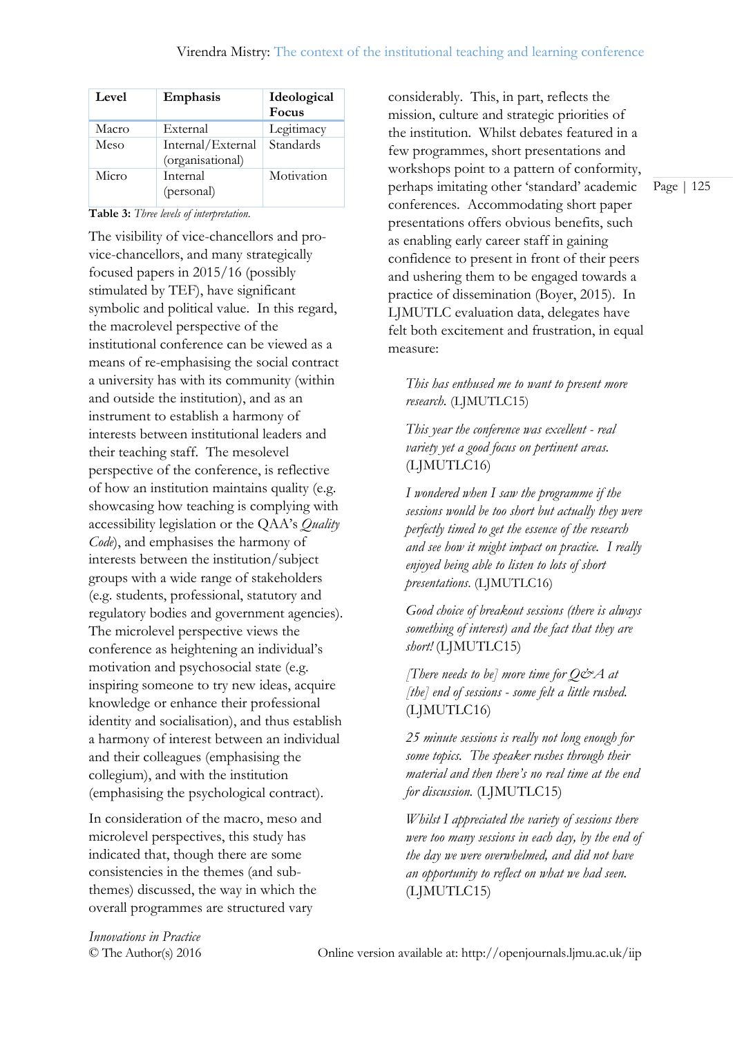| Level | Emphasis | Ideological Focus |
|---|---|---|
| Macro | External | Legitimacy |
| Meso | Internal/External (organisational) | Standards |
| Micro | Internal (personal) | Motivation |

**Table 3:** *Three levels of interpretation.*

The visibility of vice-chancellors and pro-vice-chancellors, and many strategically focused papers in 2015/16 (possibly stimulated by TEF), have significant symbolic and political value. In this regard, the macrolevel perspective of the institutional conference can be viewed as a means of re-emphasising the social contract a university has with its community (within and outside the institution), and as an instrument to establish a harmony of interests between institutional leaders and their teaching staff. The mesolevel perspective of the conference, is reflective of how an institution maintains quality (e.g. showcasing how teaching is complying with accessibility legislation or the QAA's *Quality Code*), and emphasises the harmony of interests between the institution/subject groups with a wide range of stakeholders (e.g. students, professional, statutory and regulatory bodies and government agencies). The microlevel perspective views the conference as heightening an individual's motivation and psychosocial state (e.g. inspiring someone to try new ideas, acquire knowledge or enhance their professional identity and socialisation), and thus establish a harmony of interest between an individual and their colleagues (emphasising the collegium), and with the institution (emphasising the psychological contract).

In consideration of the macro, meso and microlevel perspectives, this study has indicated that, though there are some consistencies in the themes (and sub-themes) discussed, the way in which the overall programmes are structured vary considerably. This, in part, reflects the mission, culture and strategic priorities of the institution. Whilst debates featured in a few programmes, short presentations and workshops point to a pattern of conformity, perhaps imitating other 'standard' academic conferences. Accommodating short paper presentations offers obvious benefits, such as enabling early career staff in gaining confidence to present in front of their peers and ushering them to be engaged towards a practice of dissemination (Boyer, 2015). In LJMUTLC evaluation data, delegates have felt both excitement and frustration, in equal measure:

> *This has enthused me to want to present more research.* (LJMUTLC15)

> *This year the conference was excellent - real variety yet a good focus on pertinent areas.* (LJMUTLC16)

> *I wondered when I saw the programme if the sessions would be too short but actually they were perfectly timed to get the essence of the research and see how it might impact on practice. I really enjoyed being able to listen to lots of short presentations.* (LJMUTLC16)

> *Good choice of breakout sessions (there is always something of interest) and the fact that they are short!* (LJMUTLC15)

> *[There needs to be] more time for Q&A at [the] end of sessions - some felt a little rushed.* (LJMUTLC16)

> *25 minute sessions is really not long enough for some topics. The speaker rushes through their material and then there's no real time at the end for discussion.* (LJMUTLC15)

> *Whilst I appreciated the variety of sessions there were too many sessions in each day, by the end of the day we were overwhelmed, and did not have an opportunity to reflect on what we had seen.* (LJMUTLC15)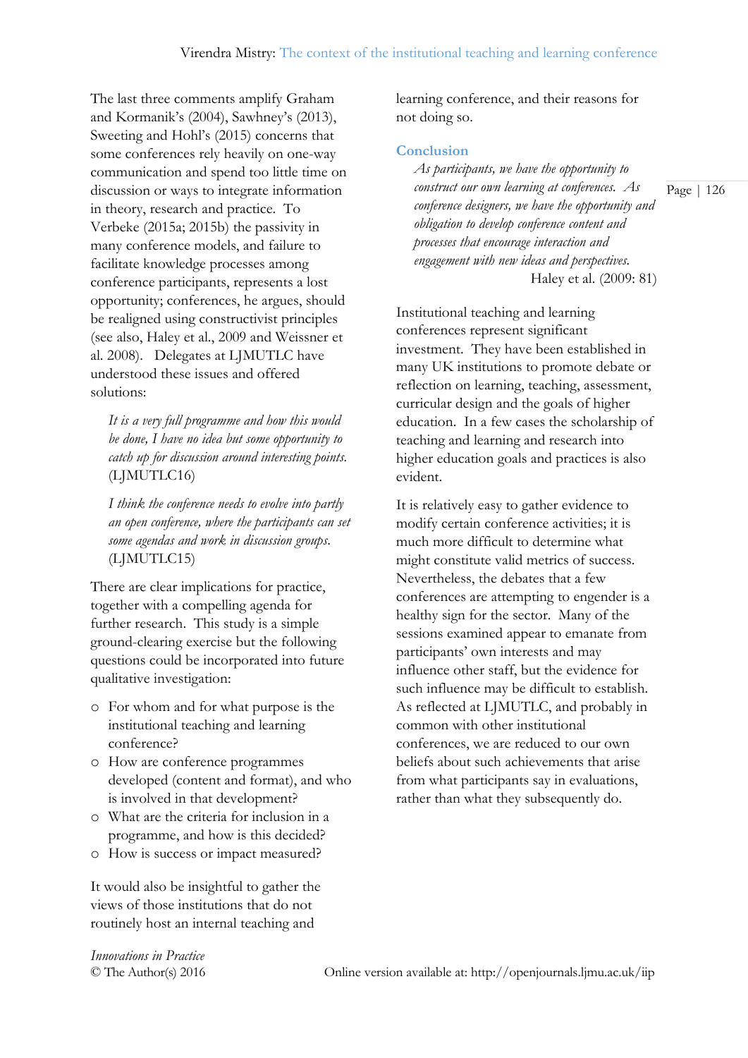The last three comments amplify Graham and Kormanik's (2004), Sawhney's (2013), Sweeting and Hohl's (2015) concerns that some conferences rely heavily on one-way communication and spend too little time on discussion or ways to integrate information in theory, research and practice. To Verbeke (2015a; 2015b) the passivity in many conference models, and failure to facilitate knowledge processes among conference participants, represents a lost opportunity; conferences, he argues, should be realigned using constructivist principles (see also, Haley et al., 2009 and Weissner et al. 2008). Delegates at LJMUTLC have understood these issues and offered solutions:

> *It is a very full programme and how this would be done, I have no idea but some opportunity to catch up for discussion around interesting points.* (LJMUTLC16)

> *I think the conference needs to evolve into partly an open conference, where the participants can set some agendas and work in discussion groups.* (LJMUTLC15)

There are clear implications for practice, together with a compelling agenda for further research. This study is a simple ground-clearing exercise but the following questions could be incorporated into future qualitative investigation:

- For whom and for what purpose is the institutional teaching and learning conference?
- How are conference programmes developed (content and format), and who is involved in that development?
- What are the criteria for inclusion in a programme, and how is this decided?
- How is success or impact measured?

It would also be insightful to gather the views of those institutions that do not routinely host an internal teaching and learning conference, and their reasons for not doing so.

## Conclusion

> *As participants, we have the opportunity to construct our own learning at conferences. As conference designers, we have the opportunity and obligation to develop conference content and processes that encourage interaction and engagement with new ideas and perspectives.*
>
> Haley et al. (2009: 81)

Institutional teaching and learning conferences represent significant investment. They have been established in many UK institutions to promote debate or reflection on learning, teaching, assessment, curricular design and the goals of higher education. In a few cases the scholarship of teaching and learning and research into higher education goals and practices is also evident.

It is relatively easy to gather evidence to modify certain conference activities; it is much more difficult to determine what might constitute valid metrics of success. Nevertheless, the debates that a few conferences are attempting to engender is a healthy sign for the sector. Many of the sessions examined appear to emanate from participants' own interests and may influence other staff, but the evidence for such influence may be difficult to establish. As reflected at LJMUTLC, and probably in common with other institutional conferences, we are reduced to our own beliefs about such achievements that arise from what participants say in evaluations, rather than what they subsequently do.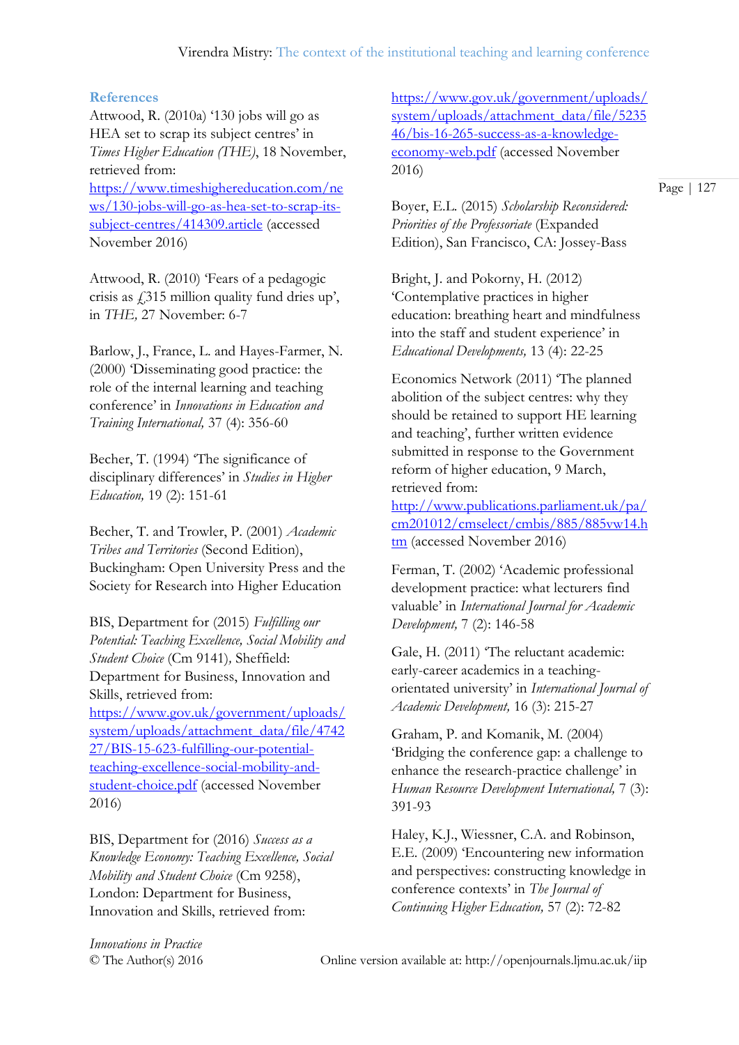## References

Attwood, R. (2010a) '130 jobs will go as HEA set to scrap its subject centres' in *Times Higher Education (THE)*, 18 November, retrieved from: https://www.timeshighereducation.com/news/130-jobs-will-go-as-hea-set-to-scrap-its-subject-centres/414309.article (accessed November 2016)

Attwood, R. (2010) 'Fears of a pedagogic crisis as £315 million quality fund dries up', in *THE,* 27 November: 6-7

Barlow, J., France, L. and Hayes-Farmer, N. (2000) 'Disseminating good practice: the role of the internal learning and teaching conference' in *Innovations in Education and Training International,* 37 (4): 356-60

Becher, T. (1994) 'The significance of disciplinary differences' in *Studies in Higher Education,* 19 (2): 151-61

Becher, T. and Trowler, P. (2001) *Academic Tribes and Territories* (Second Edition), Buckingham: Open University Press and the Society for Research into Higher Education

BIS, Department for (2015) *Fulfilling our Potential: Teaching Excellence, Social Mobility and Student Choice* (Cm 9141)*,* Sheffield: Department for Business, Innovation and Skills, retrieved from: https://www.gov.uk/government/uploads/system/uploads/attachment_data/file/474227/BIS-15-623-fulfilling-our-potential-teaching-excellence-social-mobility-and-student-choice.pdf (accessed November 2016)

BIS, Department for (2016) *Success as a Knowledge Economy: Teaching Excellence, Social Mobility and Student Choice* (Cm 9258), London: Department for Business, Innovation and Skills, retrieved from: https://www.gov.uk/government/uploads/system/uploads/attachment_data/file/523546/bis-16-265-success-as-a-knowledge-economy-web.pdf (accessed November 2016)

Boyer, E.L. (2015) *Scholarship Reconsidered: Priorities of the Professoriate* (Expanded Edition), San Francisco, CA: Jossey-Bass

Bright, J. and Pokorny, H. (2012) 'Contemplative practices in higher education: breathing heart and mindfulness into the staff and student experience' in *Educational Developments,* 13 (4): 22-25

Economics Network (2011) 'The planned abolition of the subject centres: why they should be retained to support HE learning and teaching', further written evidence submitted in response to the Government reform of higher education, 9 March, retrieved from: http://www.publications.parliament.uk/pa/cm201012/cmselect/cmbis/885/885vw14.htm (accessed November 2016)

Ferman, T. (2002) 'Academic professional development practice: what lecturers find valuable' in *International Journal for Academic Development,* 7 (2): 146-58

Gale, H. (2011) 'The reluctant academic: early-career academics in a teaching-orientated university' in *International Journal of Academic Development,* 16 (3): 215-27

Graham, P. and Komanik, M. (2004) 'Bridging the conference gap: a challenge to enhance the research-practice challenge' in *Human Resource Development International,* 7 (3): 391-93

Haley, K.J., Wiessner, C.A. and Robinson, E.E. (2009) 'Encountering new information and perspectives: constructing knowledge in conference contexts' in *The Journal of Continuing Higher Education,* 57 (2): 72-82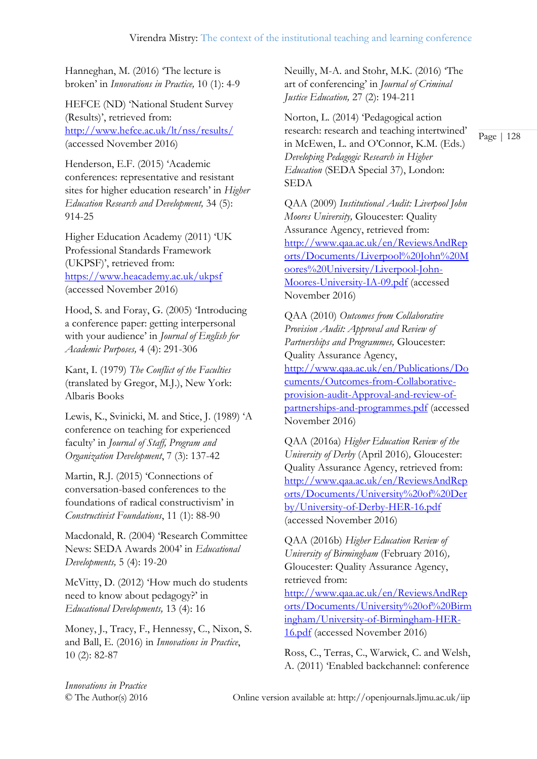Hanneghan, M. (2016) 'The lecture is broken' in *Innovations in Practice,* 10 (1): 4-9

HEFCE (ND) 'National Student Survey (Results)', retrieved from: http://www.hefce.ac.uk/lt/nss/results/ (accessed November 2016)

Henderson, E.F. (2015) 'Academic conferences: representative and resistant sites for higher education research' in *Higher Education Research and Development,* 34 (5): 914-25

Higher Education Academy (2011) 'UK Professional Standards Framework (UKPSF)', retrieved from: https://www.heacademy.ac.uk/ukpsf (accessed November 2016)

Hood, S. and Foray, G. (2005) 'Introducing a conference paper: getting interpersonal with your audience' in *Journal of English for Academic Purposes,* 4 (4): 291-306

Kant, I. (1979) *The Conflict of the Faculties* (translated by Gregor, M.J.), New York: Albaris Books

Lewis, K., Svinicki, M. and Stice, J. (1989) 'A conference on teaching for experienced faculty' in *Journal of Staff, Program and Organization Development*, 7 (3): 137-42

Martin, R.J. (2015) 'Connections of conversation-based conferences to the foundations of radical constructivism' in *Constructivist Foundations*, 11 (1): 88-90

Macdonald, R. (2004) 'Research Committee News: SEDA Awards 2004' in *Educational Developments,* 5 (4): 19-20

McVitty, D. (2012) 'How much do students need to know about pedagogy?' in *Educational Developments,* 13 (4): 16

Money, J., Tracy, F., Hennessy, C., Nixon, S. and Ball, E. (2016) in *Innovations in Practice*, 10 (2): 82-87

Neuilly, M-A. and Stohr, M.K. (2016) 'The art of conferencing' in *Journal of Criminal Justice Education,* 27 (2): 194-211

Norton, L. (2014) 'Pedagogical action research: research and teaching intertwined' in McEwen, L. and O'Connor, K.M. (Eds.) *Developing Pedagogic Research in Higher Education* (SEDA Special 37), London: SEDA

QAA (2009) *Institutional Audit: Liverpool John Moores University,* Gloucester: Quality Assurance Agency, retrieved from: http://www.qaa.ac.uk/en/ReviewsAndReports/Documents/Liverpool%20John%20Moores%20University/Liverpool-John-Moores-University-IA-09.pdf (accessed November 2016)

QAA (2010) *Outcomes from Collaborative Provision Audit: Approval and Review of Partnerships and Programmes,* Gloucester: Quality Assurance Agency, http://www.qaa.ac.uk/en/Publications/Documents/Outcomes-from-Collaborative-provision-audit-Approval-and-review-of-partnerships-and-programmes.pdf (accessed November 2016)

QAA (2016a) *Higher Education Review of the University of Derby* (April 2016)*,* Gloucester: Quality Assurance Agency, retrieved from: http://www.qaa.ac.uk/en/ReviewsAndReports/Documents/University%20of%20Derby/University-of-Derby-HER-16.pdf (accessed November 2016)

QAA (2016b) *Higher Education Review of University of Birmingham* (February 2016)*,* Gloucester: Quality Assurance Agency, retrieved from: http://www.qaa.ac.uk/en/ReviewsAndReports/Documents/University%20of%20Birmingham/University-of-Birmingham-HER-16.pdf (accessed November 2016)

Ross, C., Terras, C., Warwick, C. and Welsh, A. (2011) 'Enabled backchannel: conference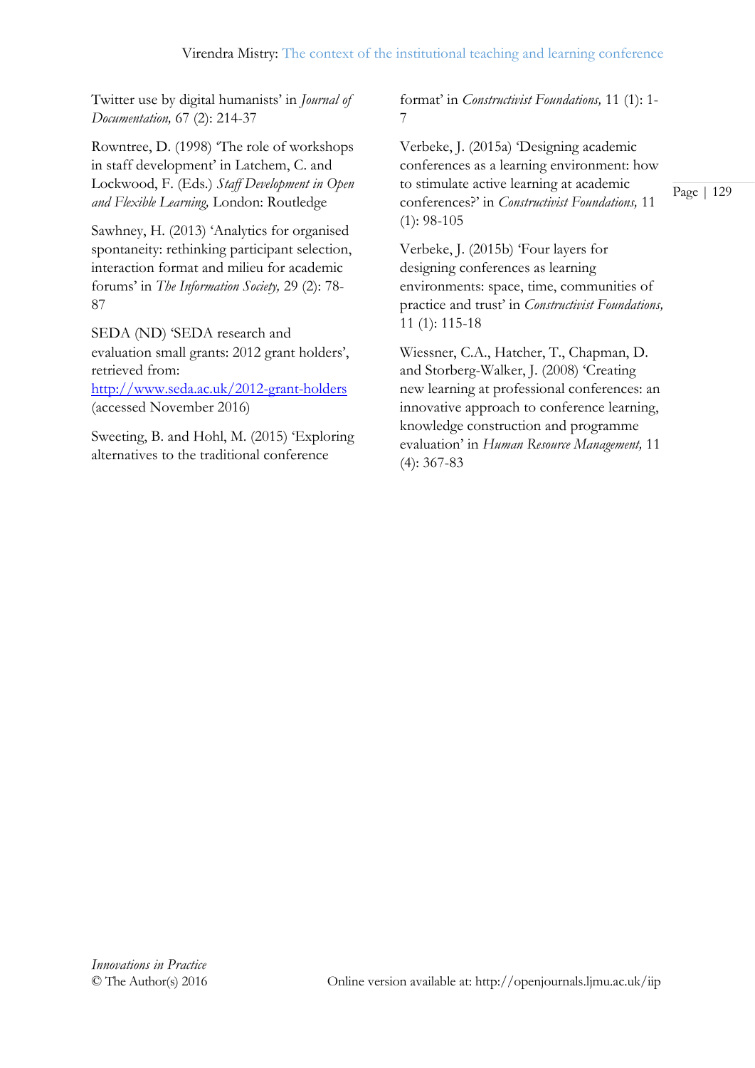Twitter use by digital humanists' in *Journal of Documentation,* 67 (2): 214-37

Rowntree, D. (1998) 'The role of workshops in staff development' in Latchem, C. and Lockwood, F. (Eds.) *Staff Development in Open and Flexible Learning,* London: Routledge

Sawhney, H. (2013) 'Analytics for organised spontaneity: rethinking participant selection, interaction format and milieu for academic forums' in *The Information Society,* 29 (2): 78-87

SEDA (ND) 'SEDA research and evaluation small grants: 2012 grant holders', retrieved from: [http://www.seda.ac.uk/2012-grant-holders](http://www.seda.ac.uk/2012-grant-holders) (accessed November 2016)

Sweeting, B. and Hohl, M. (2015) 'Exploring alternatives to the traditional conference format' in *Constructivist Foundations,* 11 (1): 1-7

Verbeke, J. (2015a) 'Designing academic conferences as a learning environment: how to stimulate active learning at academic conferences?' in *Constructivist Foundations,* 11 (1): 98-105

Verbeke, J. (2015b) 'Four layers for designing conferences as learning environments: space, time, communities of practice and trust' in *Constructivist Foundations,* 11 (1): 115-18

Wiessner, C.A., Hatcher, T., Chapman, D. and Storberg-Walker, J. (2008) 'Creating new learning at professional conferences: an innovative approach to conference learning, knowledge construction and programme evaluation' in *Human Resource Management,* 11 (4): 367-83